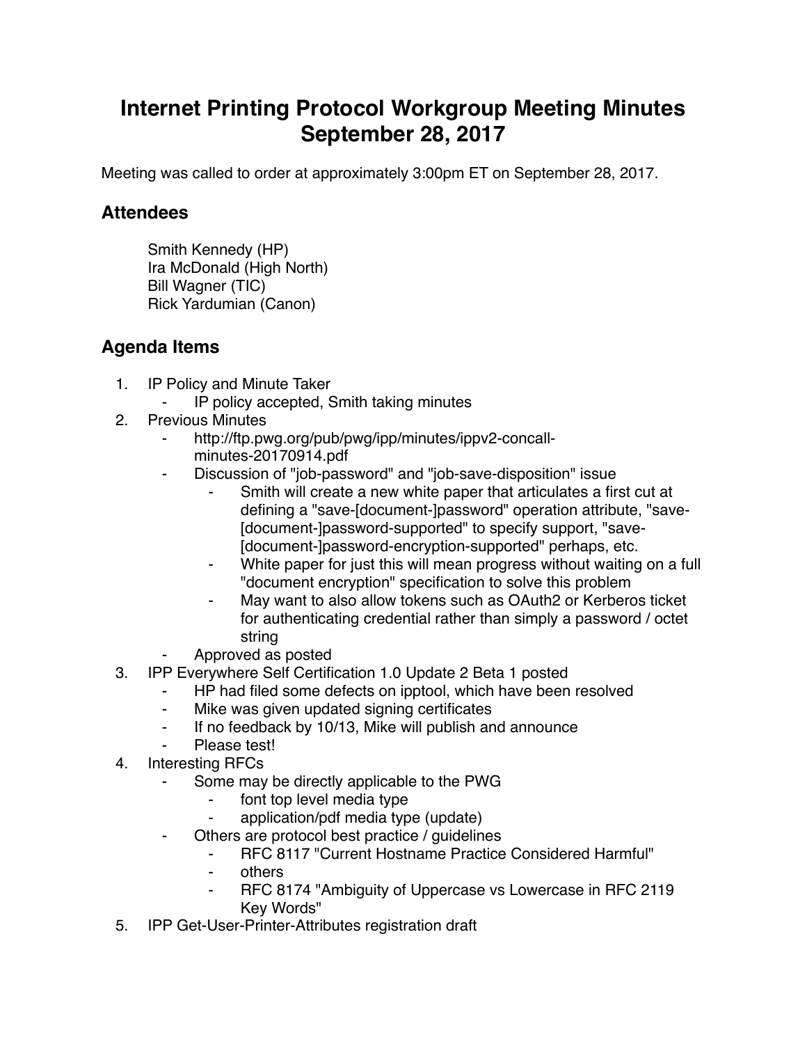# Internet Printing Protocol Workgroup Meeting Minutes September 28, 2017

Meeting was called to order at approximately 3:00pm ET on September 28, 2017.

## Attendees

Smith Kennedy (HP)
Ira McDonald (High North)
Bill Wagner (TIC)
Rick Yardumian (Canon)

## Agenda Items

1. IP Policy and Minute Taker
    - IP policy accepted, Smith taking minutes
2. Previous Minutes
    - http://ftp.pwg.org/pub/pwg/ipp/minutes/ippv2-concall-minutes-20170914.pdf
    - Discussion of "job-password" and "job-save-disposition" issue
        - Smith will create a new white paper that articulates a first cut at defining a "save-[document-]password" operation attribute, "save-[document-]password-supported" to specify support, "save-[document-]password-encryption-supported" perhaps, etc.
        - White paper for just this will mean progress without waiting on a full "document encryption" specification to solve this problem
        - May want to also allow tokens such as OAuth2 or Kerberos ticket for authenticating credential rather than simply a password / octet string
    - Approved as posted
3. IPP Everywhere Self Certification 1.0 Update 2 Beta 1 posted
    - HP had filed some defects on ipptool, which have been resolved
    - Mike was given updated signing certificates
    - If no feedback by 10/13, Mike will publish and announce
    - Please test!
4. Interesting RFCs
    - Some may be directly applicable to the PWG
        - font top level media type
        - application/pdf media type (update)
    - Others are protocol best practice / guidelines
        - RFC 8117 "Current Hostname Practice Considered Harmful"
        - others
        - RFC 8174 "Ambiguity of Uppercase vs Lowercase in RFC 2119 Key Words"
5. IPP Get-User-Printer-Attributes registration draft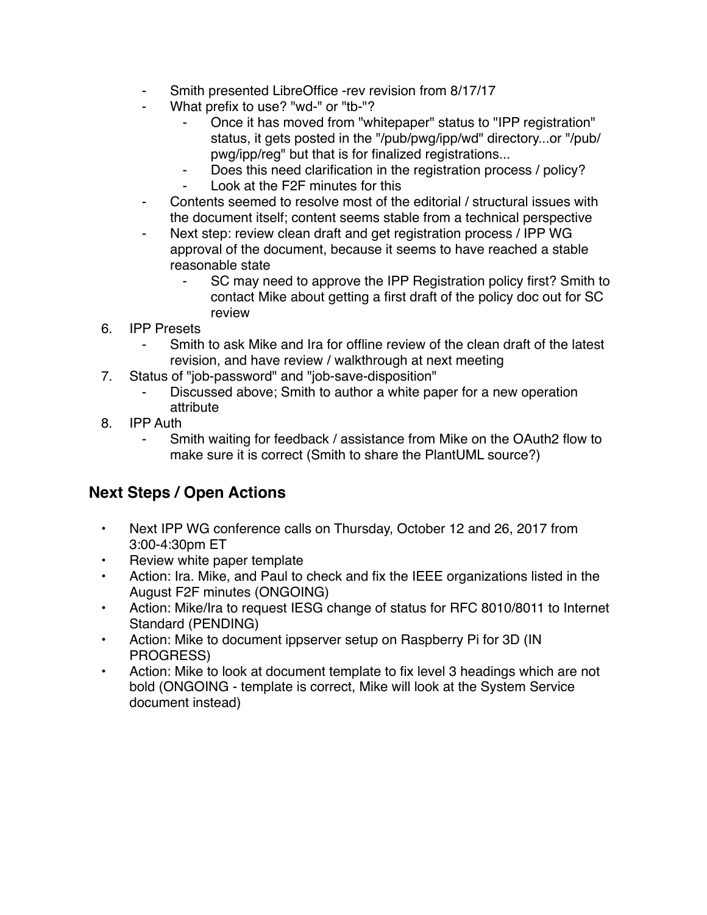- Smith presented LibreOffice -rev revision from 8/17/17
- What prefix to use? "wd-" or "tb-"?
    - Once it has moved from "whitepaper" status to "IPP registration" status, it gets posted in the "/pub/pwg/ipp/wd" directory...or "/pub/pwg/ipp/reg" but that is for finalized registrations...
    - Does this need clarification in the registration process / policy?
    - Look at the F2F minutes for this
- Contents seemed to resolve most of the editorial / structural issues with the document itself; content seems stable from a technical perspective
- Next step: review clean draft and get registration process / IPP WG approval of the document, because it seems to have reached a stable reasonable state
    - SC may need to approve the IPP Registration policy first? Smith to contact Mike about getting a first draft of the policy doc out for SC review

6. IPP Presets
    - Smith to ask Mike and Ira for offline review of the clean draft of the latest revision, and have review / walkthrough at next meeting
7. Status of "job-password" and "job-save-disposition"
    - Discussed above; Smith to author a white paper for a new operation attribute
8. IPP Auth
    - Smith waiting for feedback / assistance from Mike on the OAuth2 flow to make sure it is correct (Smith to share the PlantUML source?)

## Next Steps / Open Actions

- Next IPP WG conference calls on Thursday, October 12 and 26, 2017 from 3:00-4:30pm ET
- Review white paper template
- Action: Ira. Mike, and Paul to check and fix the IEEE organizations listed in the August F2F minutes (ONGOING)
- Action: Mike/Ira to request IESG change of status for RFC 8010/8011 to Internet Standard (PENDING)
- Action: Mike to document ippserver setup on Raspberry Pi for 3D (IN PROGRESS)
- Action: Mike to look at document template to fix level 3 headings which are not bold (ONGOING - template is correct, Mike will look at the System Service document instead)